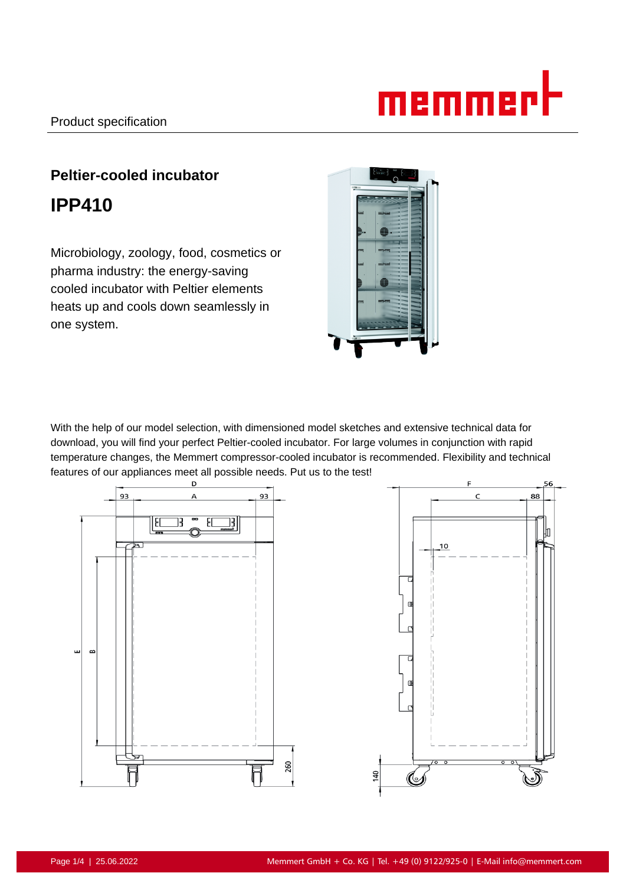Product specification

## Peltier-cooled incubator

# IPP410

Microbiology, zoology, food, cosmetics or pharma industry: the energy-saving cooled incubator with Peltier elements heats up and cools down seamlessly in one system.

With the help of our model selection, with dimensioned model sketches and extensive technical data for download, you will find your perfect Peltier-cooled incubator. For large volumes in conjunction with rapid temperature changes, the Memmert compressor-cooled incubator is recommended. Flexibility and technical features of our appliances meet all possible needs. Put us to the test!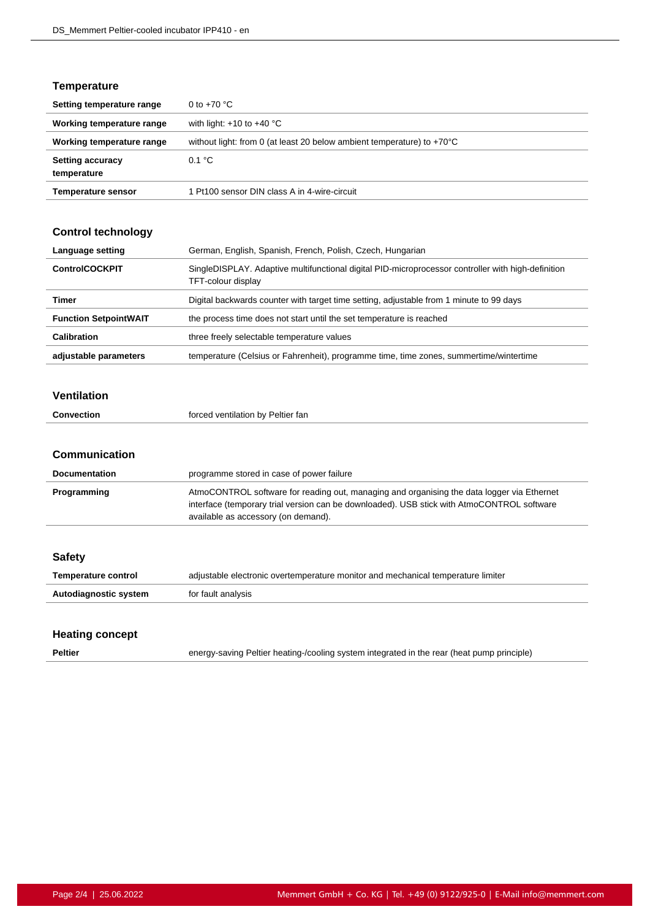## Temperature

| | |
|---|---|
| **Setting temperature range** | 0 to +70 °C |
| **Working temperature range** | with light: +10 to +40 °C |
| **Working temperature range** | without light: from 0 (at least 20 below ambient temperature) to +70°C |
| **Setting accuracy temperature** | 0.1 °C |
| **Temperature sensor** | 1 Pt100 sensor DIN class A in 4-wire-circuit |

## Control technology

| | |
|---|---|
| **Language setting** | German, English, Spanish, French, Polish, Czech, Hungarian |
| **ControlCOCKPIT** | SingleDISPLAY. Adaptive multifunctional digital PID-microprocessor controller with high-definition TFT-colour display |
| **Timer** | Digital backwards counter with target time setting, adjustable from 1 minute to 99 days |
| **Function SetpointWAIT** | the process time does not start until the set temperature is reached |
| **Calibration** | three freely selectable temperature values |
| **adjustable parameters** | temperature (Celsius or Fahrenheit), programme time, time zones, summertime/wintertime |

## Ventilation

| | |
|---|---|
| **Convection** | forced ventilation by Peltier fan |

## Communication

| | |
|---|---|
| **Documentation** | programme stored in case of power failure |
| **Programming** | AtmoCONTROL software for reading out, managing and organising the data logger via Ethernet interface (temporary trial version can be downloaded). USB stick with AtmoCONTROL software available as accessory (on demand). |

## Safety

| | |
|---|---|
| **Temperature control** | adjustable electronic overtemperature monitor and mechanical temperature limiter |
| **Autodiagnostic system** | for fault analysis |

## Heating concept

| | |
|---|---|
| **Peltier** | energy-saving Peltier heating-/cooling system integrated in the rear (heat pump principle) |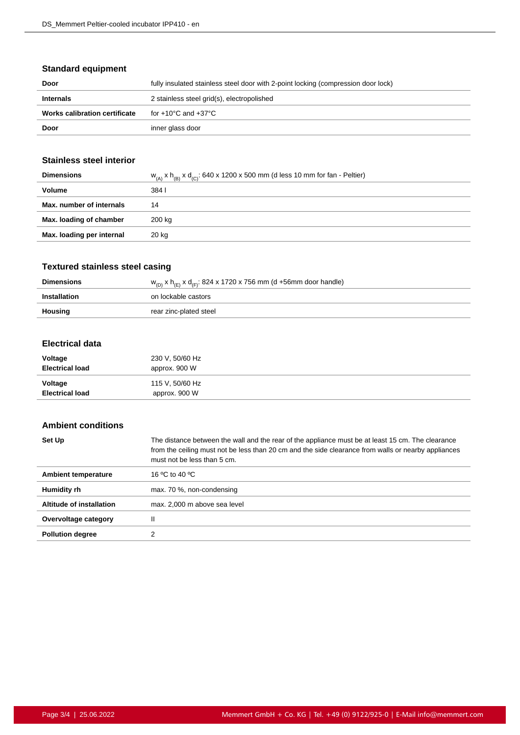## Standard equipment

| | |
|---|---|
| **Door** | fully insulated stainless steel door with 2-point locking (compression door lock) |
| **Internals** | 2 stainless steel grid(s), electropolished |
| **Works calibration certificate** | for +10°C and +37°C |
| **Door** | inner glass door |

## Stainless steel interior

| | |
|---|---|
| **Dimensions** | $w_{(A)}$ x $h_{(B)}$ x $d_{(C)}$: 640 x 1200 x 500 mm (d less 10 mm for fan - Peltier) |
| **Volume** | 384 l |
| **Max. number of internals** | 14 |
| **Max. loading of chamber** | 200 kg |
| **Max. loading per internal** | 20 kg |

## Textured stainless steel casing

| | |
|---|---|
| **Dimensions** | $w_{(D)}$ x $h_{(E)}$ x $d_{(F)}$: 824 x 1720 x 756 mm (d +56mm door handle) |
| **Installation** | on lockable castors |
| **Housing** | rear zinc-plated steel |

## Electrical data

| | |
|---|---|
| **Voltage**<br>**Electrical load** | 230 V, 50/60 Hz<br>approx. 900 W |
| **Voltage**<br>**Electrical load** | 115 V, 50/60 Hz<br>approx. 900 W |

## Ambient conditions

| | |
|---|---|
| **Set Up** | The distance between the wall and the rear of the appliance must be at least 15 cm. The clearance from the ceiling must not be less than 20 cm and the side clearance from walls or nearby appliances must not be less than 5 cm. |
| **Ambient temperature** | 16 ºC to 40 ºC |
| **Humidity rh** | max. 70 %, non-condensing |
| **Altitude of installation** | max. 2,000 m above sea level |
| **Overvoltage category** | II |
| **Pollution degree** | 2 |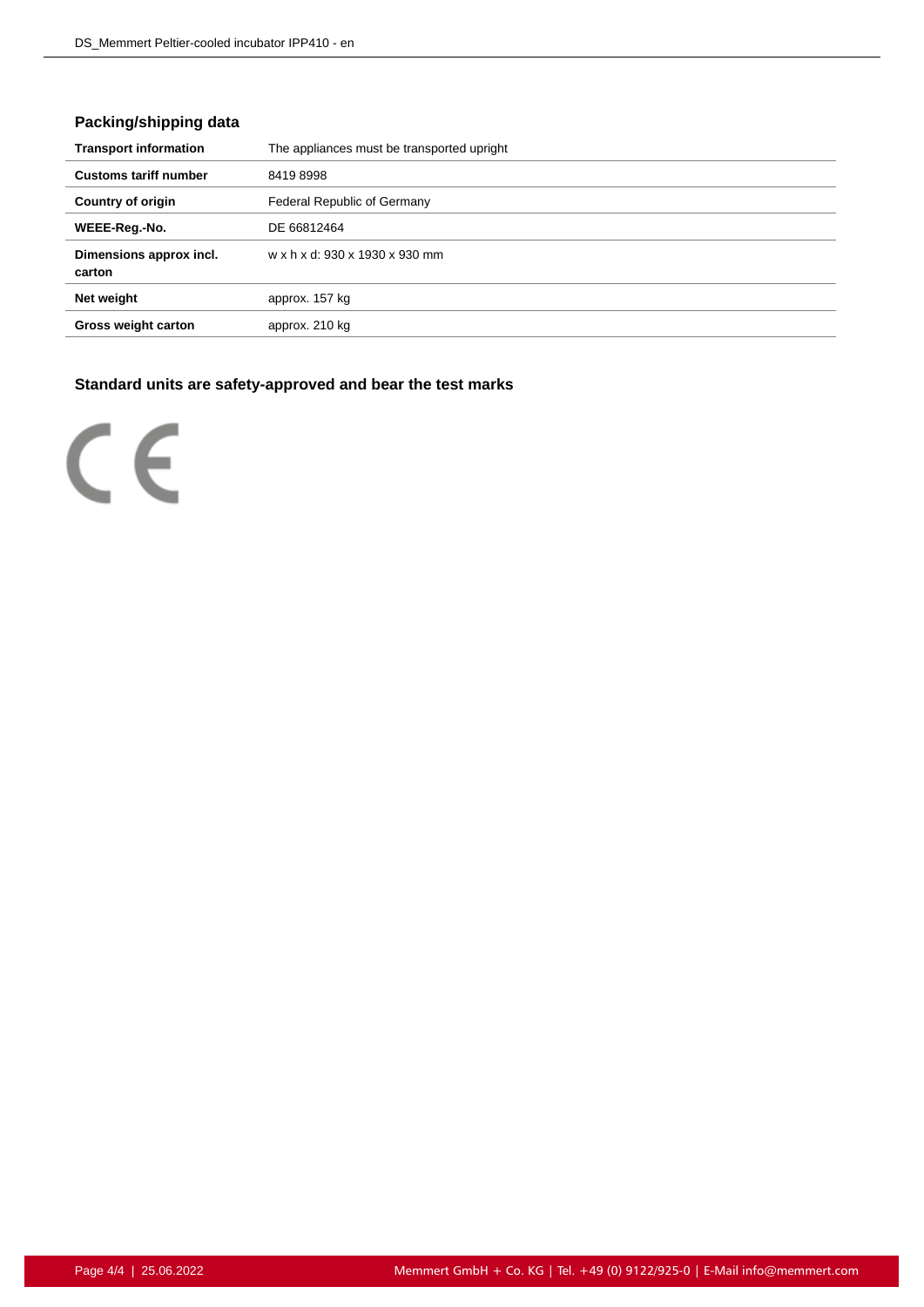## Packing/shipping data

| | |
|---|---|
| **Transport information** | The appliances must be transported upright |
| **Customs tariff number** | 8419 8998 |
| **Country of origin** | Federal Republic of Germany |
| **WEEE-Reg.-No.** | DE 66812464 |
| **Dimensions approx incl. carton** | w x h x d: 930 x 1930 x 930 mm |
| **Net weight** | approx. 157 kg |
| **Gross weight carton** | approx. 210 kg |

## Standard units are safety-approved and bear the test marks

CE